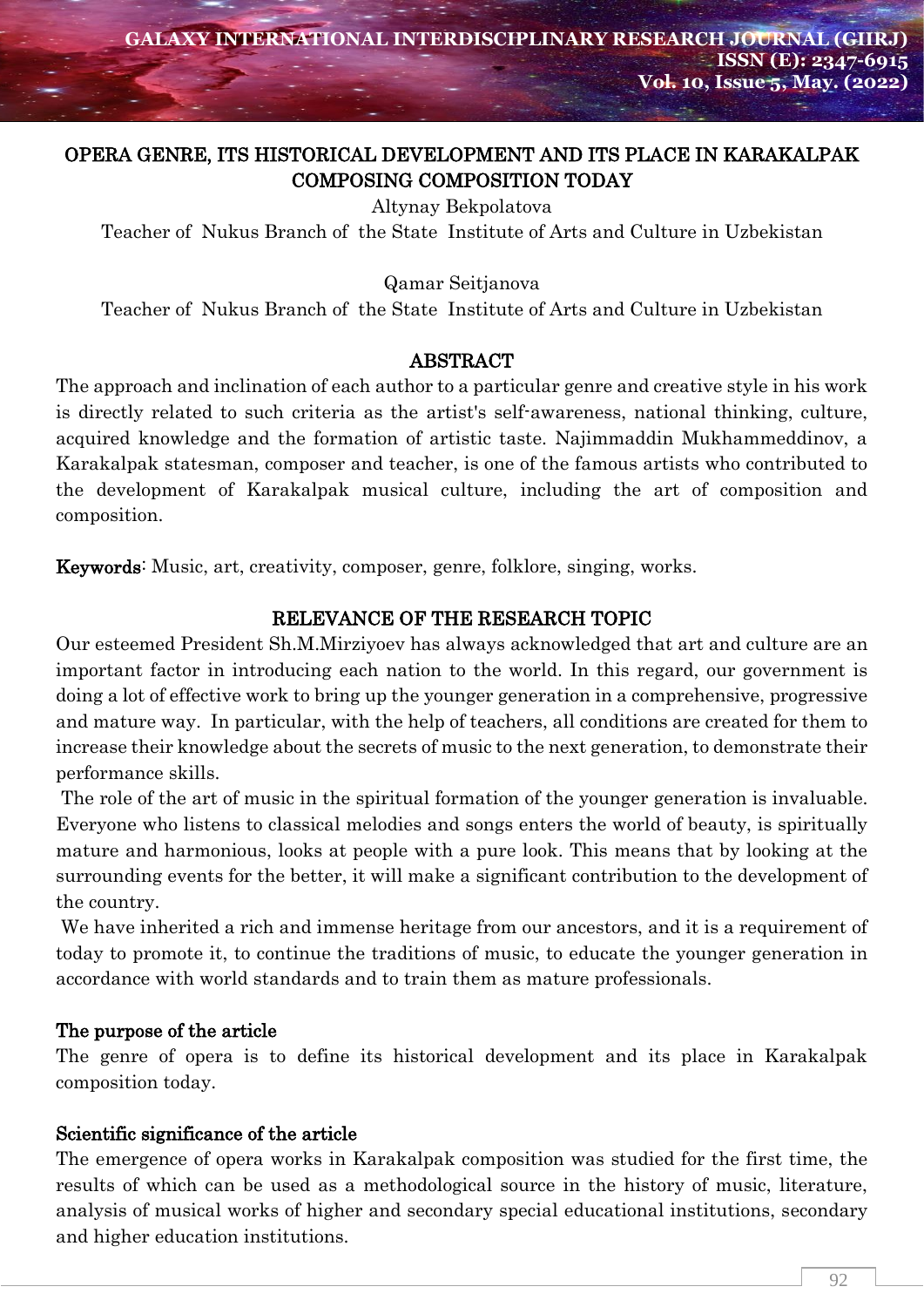# OPERA GENRE, ITS HISTORICAL DEVELOPMENT AND ITS PLACE IN KARAKALPAK COMPOSING COMPOSITION TODAY

Altynay Bekpolatova

Teacher of Nukus Branch of the State Institute of Arts and Culture in Uzbekistan

Qamar Seitjanova

Teacher of Nukus Branch of the State Institute of Arts and Culture in Uzbekistan

## ABSTRACT

The approach and inclination of each author to a particular genre and creative style in his work is directly related to such criteria as the artist's self-awareness, national thinking, culture, acquired knowledge and the formation of artistic taste. Najimmaddin Mukhammeddinov, a Karakalpak statesman, composer and teacher, is one of the famous artists who contributed to the development of Karakalpak musical culture, including the art of composition and composition.

**Keywords**: Music, art, creativity, composer, genre, folklore, singing, works.

## RELEVANCE OF THE RESEARCH TOPIC

Our esteemed President Sh.M.Mirziyoev has always acknowledged that art and culture are an important factor in introducing each nation to the world. In this regard, our government is doing a lot of effective work to bring up the younger generation in a comprehensive, progressive and mature way. In particular, with the help of teachers, all conditions are created for them to increase their knowledge about the secrets of music to the next generation, to demonstrate their performance skills.

The role of the art of music in the spiritual formation of the younger generation is invaluable. Everyone who listens to classical melodies and songs enters the world of beauty, is spiritually mature and harmonious, looks at people with a pure look. This means that by looking at the surrounding events for the better, it will make a significant contribution to the development of the country.

We have inherited a rich and immense heritage from our ancestors, and it is a requirement of today to promote it, to continue the traditions of music, to educate the younger generation in accordance with world standards and to train them as mature professionals.

### The purpose of the article

The genre of opera is to define its historical development and its place in Karakalpak composition today.

### Scientific significance of the article

The emergence of opera works in Karakalpak composition was studied for the first time, the results of which can be used as a methodological source in the history of music, literature, analysis of musical works of higher and secondary special educational institutions, secondary and higher education institutions.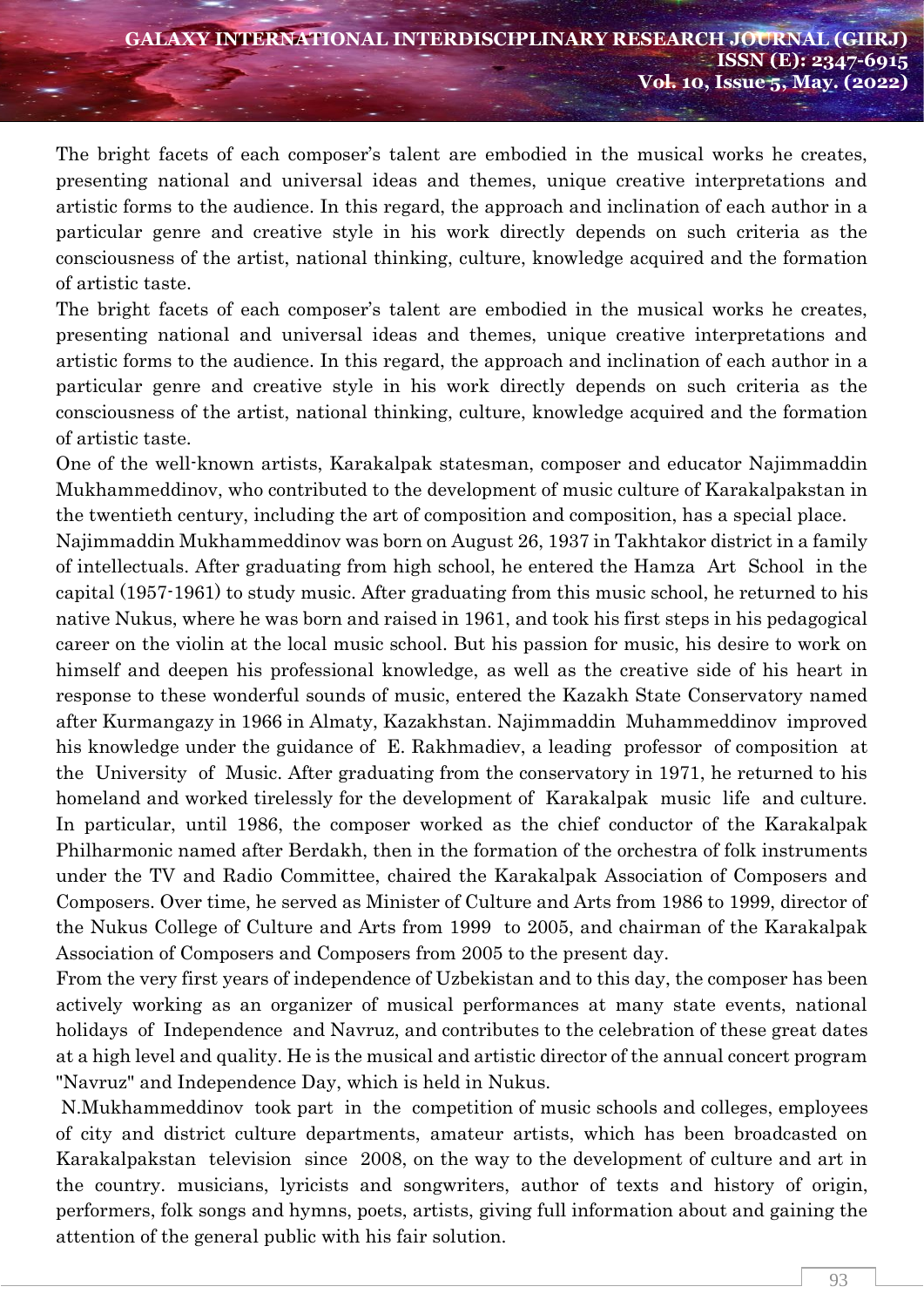The bright facets of each composer's talent are embodied in the musical works he creates, presenting national and universal ideas and themes, unique creative interpretations and artistic forms to the audience. In this regard, the approach and inclination of each author in a particular genre and creative style in his work directly depends on such criteria as the consciousness of the artist, national thinking, culture, knowledge acquired and the formation of artistic taste.

The bright facets of each composer's talent are embodied in the musical works he creates, presenting national and universal ideas and themes, unique creative interpretations and artistic forms to the audience. In this regard, the approach and inclination of each author in a particular genre and creative style in his work directly depends on such criteria as the consciousness of the artist, national thinking, culture, knowledge acquired and the formation of artistic taste.

One of the well-known artists, Karakalpak statesman, composer and educator Najimmaddin Mukhammeddinov, who contributed to the development of music culture of Karakalpakstan in the twentieth century, including the art of composition and composition, has a special place.

Najimmaddin Mukhammeddinov was born on August 26, 1937 in Takhtakor district in a family of intellectuals. After graduating from high school, he entered the Hamza Art School in the capital (1957-1961) to study music. After graduating from this music school, he returned to his native Nukus, where he was born and raised in 1961, and took his first steps in his pedagogical career on the violin at the local music school. But his passion for music, his desire to work on himself and deepen his professional knowledge, as well as the creative side of his heart in response to these wonderful sounds of music, entered the Kazakh State Conservatory named after Kurmangazy in 1966 in Almaty, Kazakhstan. Najimmaddin Muhammeddinov improved his knowledge under the guidance of E. Rakhmadiev, a leading professor of composition at the University of Music. After graduating from the conservatory in 1971, he returned to his homeland and worked tirelessly for the development of Karakalpak music life and culture. In particular, until 1986, the composer worked as the chief conductor of the Karakalpak Philharmonic named after Berdakh, then in the formation of the orchestra of folk instruments under the TV and Radio Committee, chaired the Karakalpak Association of Composers and Composers. Over time, he served as Minister of Culture and Arts from 1986 to 1999, director of the Nukus College of Culture and Arts from 1999 to 2005, and chairman of the Karakalpak Association of Composers and Composers from 2005 to the present day.

From the very first years of independence of Uzbekistan and to this day, the composer has been actively working as an organizer of musical performances at many state events, national holidays of Independence and Navruz, and contributes to the celebration of these great dates at a high level and quality. He is the musical and artistic director of the annual concert program "Navruz" and Independence Day, which is held in Nukus.

N.Mukhammeddinov took part in the competition of music schools and colleges, employees of city and district culture departments, amateur artists, which has been broadcasted on Karakalpakstan television since 2008, on the way to the development of culture and art in the country. musicians, lyricists and songwriters, author of texts and history of origin, performers, folk songs and hymns, poets, artists, giving full information about and gaining the attention of the general public with his fair solution.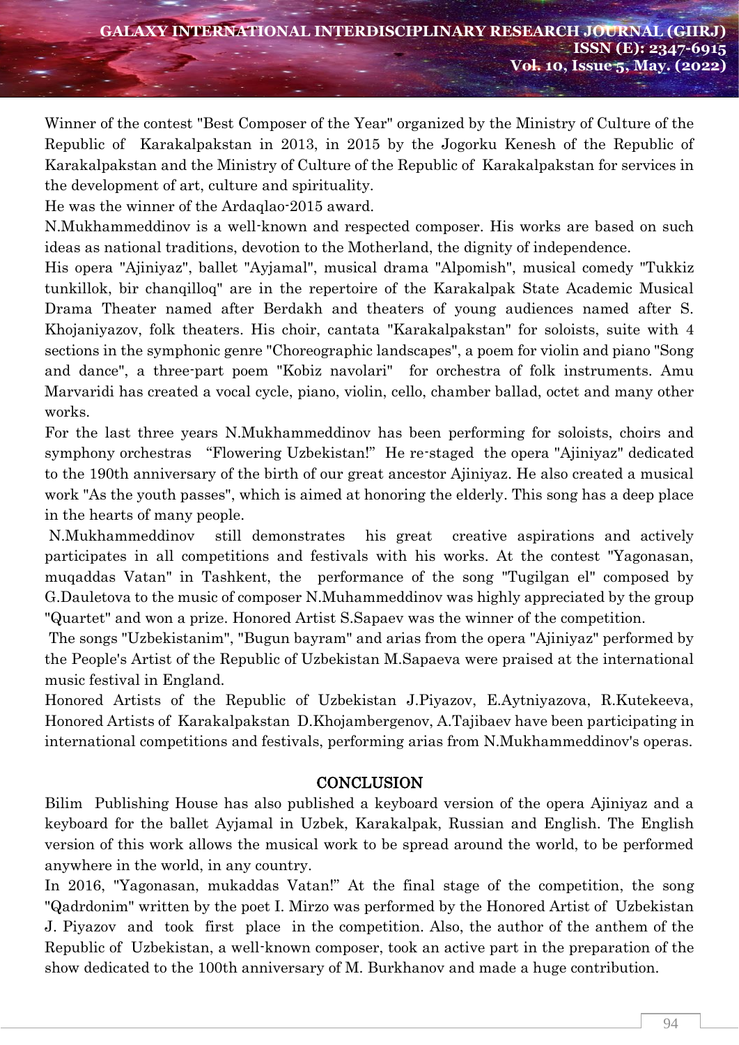Winner of the contest "Best Composer of the Year" organized by the Ministry of Culture of the Republic of Karakalpakstan in 2013, in 2015 by the Jogorku Kenesh of the Republic of Karakalpakstan and the Ministry of Culture of the Republic of Karakalpakstan for services in the development of art, culture and spirituality.

He was the winner of the Ardaqlao-2015 award.

N.Mukhammeddinov is a well-known and respected composer. His works are based on such ideas as national traditions, devotion to the Motherland, the dignity of independence.

His opera "Ajiniyaz", ballet "Ayjamal", musical drama "Alpomish", musical comedy "Tukkiz tunkillok, bir chanqilloq" are in the repertoire of the Karakalpak State Academic Musical Drama Theater named after Berdakh and theaters of young audiences named after S. Khojaniyazov, folk theaters. His choir, cantata "Karakalpakstan" for soloists, suite with 4 sections in the symphonic genre "Choreographic landscapes", a poem for violin and piano "Song and dance", a three-part poem "Kobiz navolari" for orchestra of folk instruments. Amu Marvaridi has created a vocal cycle, piano, violin, cello, chamber ballad, octet and many other works.

For the last three years N.Mukhammeddinov has been performing for soloists, choirs and symphony orchestras "Flowering Uzbekistan!" He re-staged the opera "Ajiniyaz" dedicated to the 190th anniversary of the birth of our great ancestor Ajiniyaz. He also created a musical work "As the youth passes", which is aimed at honoring the elderly. This song has a deep place in the hearts of many people.

N.Mukhammeddinov still demonstrates his great creative aspirations and actively participates in all competitions and festivals with his works. At the contest "Yagonasan, muqaddas Vatan" in Tashkent, the performance of the song "Tugilgan el" composed by G.Dauletova to the music of composer N.Muhammeddinov was highly appreciated by the group "Quartet" and won a prize. Honored Artist S.Sapaev was the winner of the competition.

The songs "Uzbekistanim", "Bugun bayram" and arias from the opera "Ajiniyaz" performed by the People's Artist of the Republic of Uzbekistan M.Sapaeva were praised at the international music festival in England.

Honored Artists of the Republic of Uzbekistan J.Piyazov, E.Aytniyazova, R.Kutekeeva, Honored Artists of Karakalpakstan D.Khojambergenov, A.Tajibaev have been participating in international competitions and festivals, performing arias from N.Mukhammeddinov's operas.

## CONCLUSION

Bilim Publishing House has also published a keyboard version of the opera Ajiniyaz and a keyboard for the ballet Ayjamal in Uzbek, Karakalpak, Russian and English. The English version of this work allows the musical work to be spread around the world, to be performed anywhere in the world, in any country.

In 2016, "Yagonasan, mukaddas Vatan!" At the final stage of the competition, the song "Qadrdonim" written by the poet I. Mirzo was performed by the Honored Artist of Uzbekistan J. Piyazov and took first place in the competition. Also, the author of the anthem of the Republic of Uzbekistan, a well-known composer, took an active part in the preparation of the show dedicated to the 100th anniversary of M. Burkhanov and made a huge contribution.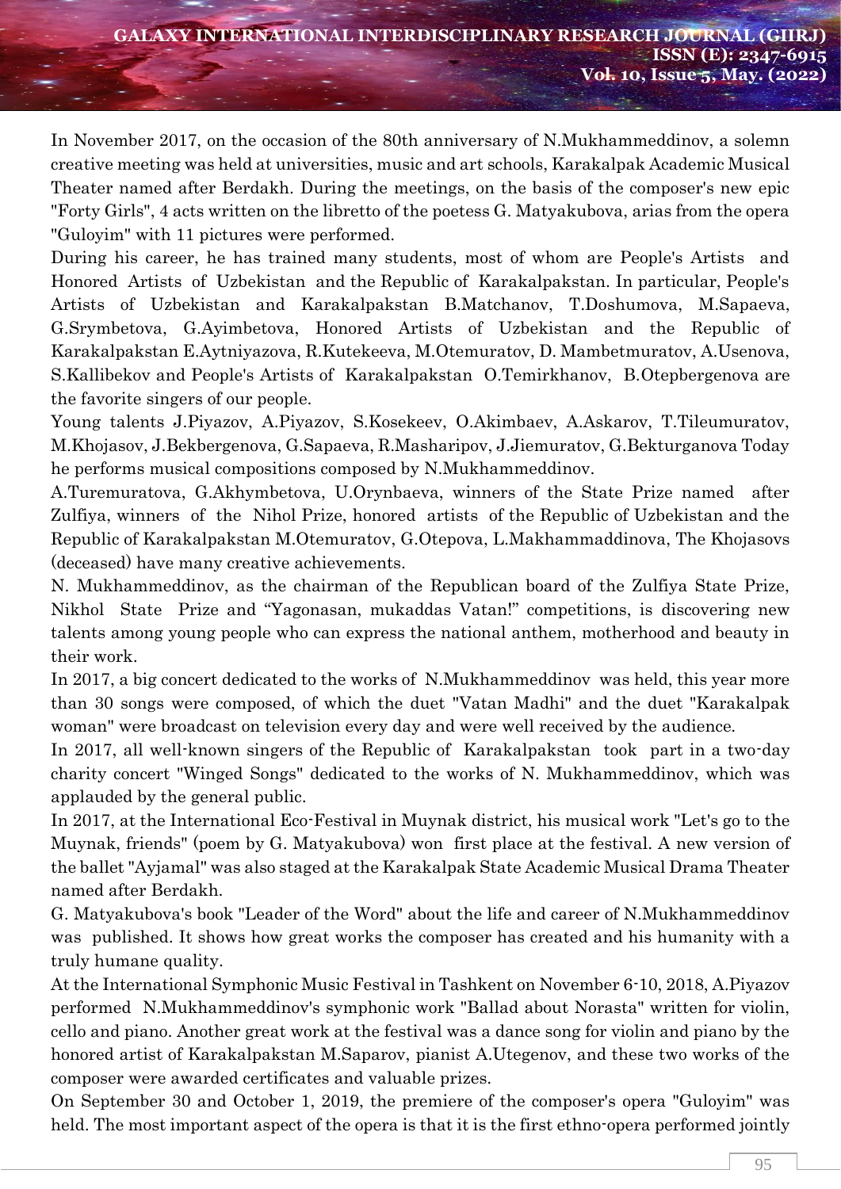In November 2017, on the occasion of the 80th anniversary of N.Mukhammeddinov, a solemn creative meeting was held at universities, music and art schools, Karakalpak Academic Musical Theater named after Berdakh. During the meetings, on the basis of the composer's new epic "Forty Girls", 4 acts written on the libretto of the poetess G. Matyakubova, arias from the opera "Guloyim" with 11 pictures were performed.

During his career, he has trained many students, most of whom are People's Artists and Honored Artists of Uzbekistan and the Republic of Karakalpakstan. In particular, People's Artists of Uzbekistan and Karakalpakstan B.Matchanov, T.Doshumova, M.Sapaeva, G.Srymbetova, G.Ayimbetova, Honored Artists of Uzbekistan and the Republic of Karakalpakstan E.Aytniyazova, R.Kutekeeva, M.Otemuratov, D. Mambetmuratov, A.Usenova, S.Kallibekov and People's Artists of Karakalpakstan O.Temirkhanov, B.Otepbergenova are the favorite singers of our people.

Young talents J.Piyazov, A.Piyazov, S.Kosekeev, O.Akimbaev, A.Askarov, T.Tileumuratov, M.Khojasov, J.Bekbergenova, G.Sapaeva, R.Masharipov, J.Jiemuratov, G.Bekturganova Today he performs musical compositions composed by N.Mukhammeddinov.

A.Turemuratova, G.Akhymbetova, U.Orynbaeva, winners of the State Prize named after Zulfiya, winners of the Nihol Prize, honored artists of the Republic of Uzbekistan and the Republic of Karakalpakstan M.Otemuratov, G.Otepova, L.Makhammaddinova, The Khojasovs (deceased) have many creative achievements.

N. Mukhammeddinov, as the chairman of the Republican board of the Zulfiya State Prize, Nikhol State Prize and "Yagonasan, mukaddas Vatan!" competitions, is discovering new talents among young people who can express the national anthem, motherhood and beauty in their work.

In 2017, a big concert dedicated to the works of N.Mukhammeddinov was held, this year more than 30 songs were composed, of which the duet "Vatan Madhi" and the duet "Karakalpak woman" were broadcast on television every day and were well received by the audience.

In 2017, all well-known singers of the Republic of Karakalpakstan took part in a two-day charity concert "Winged Songs" dedicated to the works of N. Mukhammeddinov, which was applauded by the general public.

In 2017, at the International Eco-Festival in Muynak district, his musical work "Let's go to the Muynak, friends" (poem by G. Matyakubova) won first place at the festival. A new version of the ballet "Ayjamal" was also staged at the Karakalpak State Academic Musical Drama Theater named after Berdakh.

G. Matyakubova's book "Leader of the Word" about the life and career of N.Mukhammeddinov was published. It shows how great works the composer has created and his humanity with a truly humane quality.

At the International Symphonic Music Festival in Tashkent on November 6-10, 2018, A.Piyazov performed N.Mukhammeddinov's symphonic work "Ballad about Norasta" written for violin, cello and piano. Another great work at the festival was a dance song for violin and piano by the honored artist of Karakalpakstan M.Saparov, pianist A.Utegenov, and these two works of the composer were awarded certificates and valuable prizes.

On September 30 and October 1, 2019, the premiere of the composer's opera "Guloyim" was held. The most important aspect of the opera is that it is the first ethno-opera performed jointly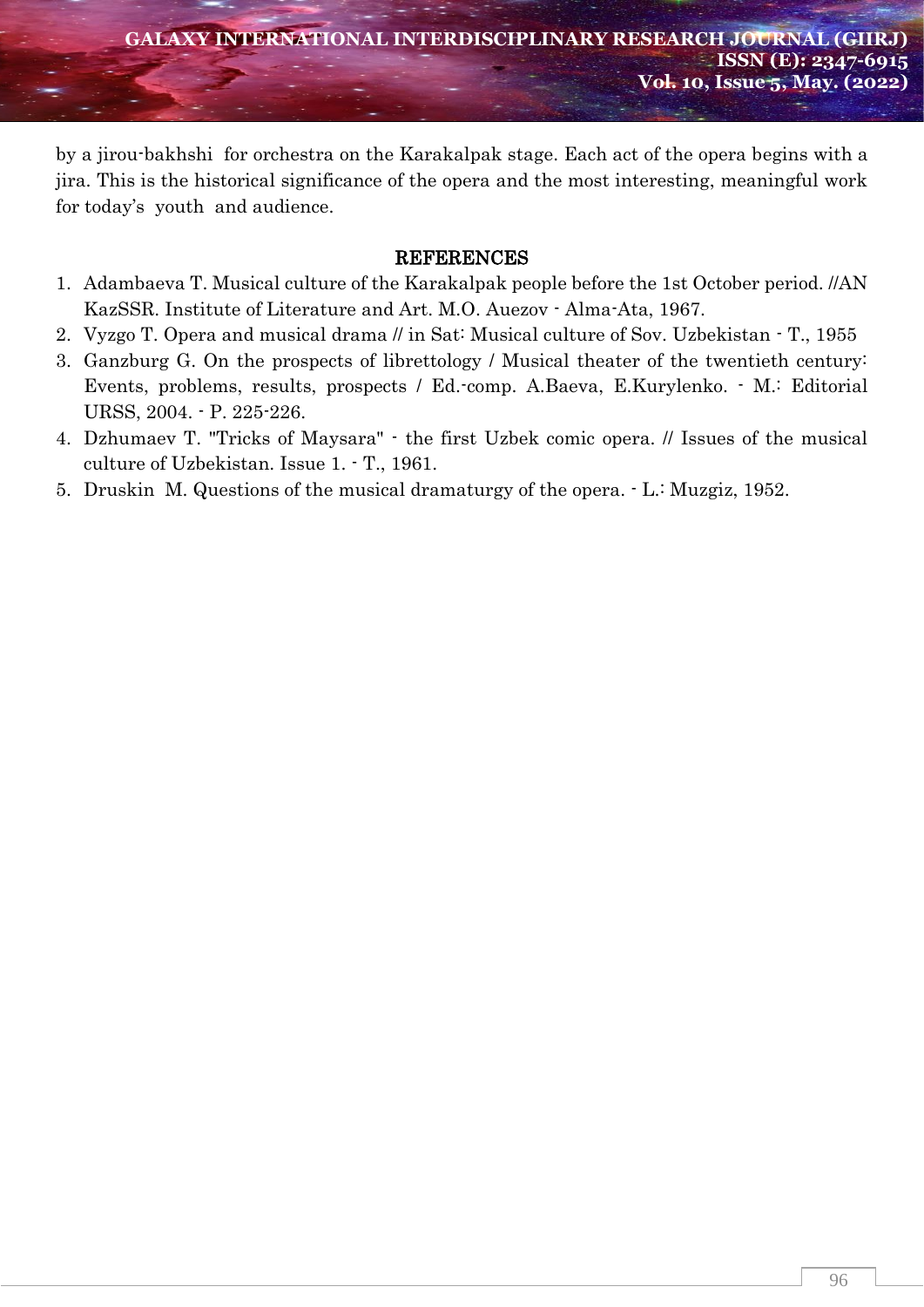by a jirou-bakhshi for orchestra on the Karakalpak stage. Each act of the opera begins with a jira. This is the historical significance of the opera and the most interesting, meaningful work for today's youth and audience.

## REFERENCES

1. Adambaeva T. Musical culture of the Karakalpak people before the 1st October period. //AN KazSSR. Institute of Literature and Art. M.O. Auezov - Alma-Ata, 1967.
2. Vyzgo T. Opera and musical drama // in Sat: Musical culture of Sov. Uzbekistan - T., 1955
3. Ganzburg G. On the prospects of librettology / Musical theater of the twentieth century: Events, problems, results, prospects / Ed.-comp. A.Baeva, E.Kurylenko. - M.: Editorial URSS, 2004. - P. 225-226.
4. Dzhumaev T. "Tricks of Maysara" - the first Uzbek comic opera. // Issues of the musical culture of Uzbekistan. Issue 1. - T., 1961.
5. Druskin M. Questions of the musical dramaturgy of the opera. - L.: Muzgiz, 1952.